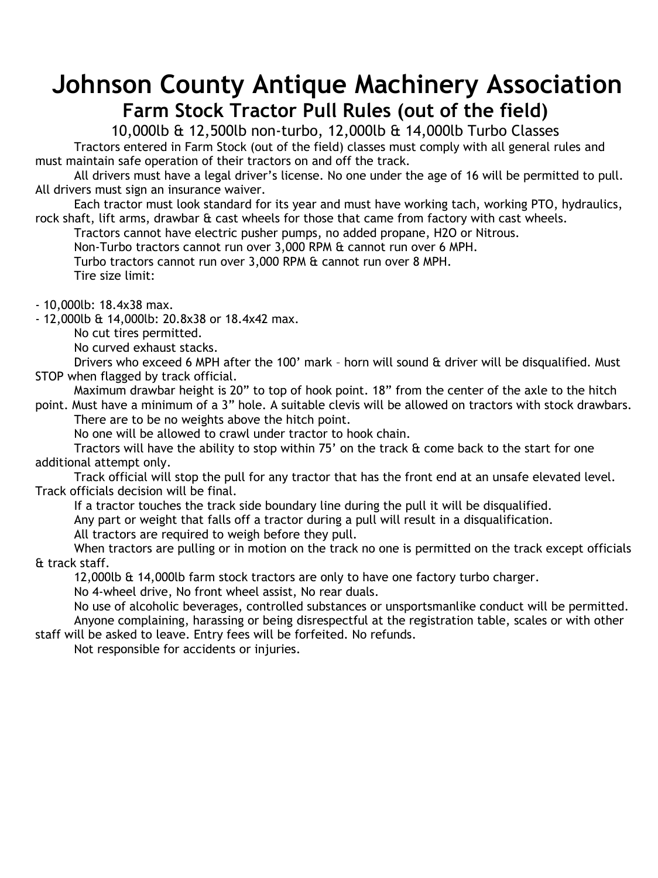# Johnson County Antique Machinery Association

## Farm Stock Tractor Pull Rules (out of the field)

### 10,000lb & 12,500lb non-turbo, 12,000lb & 14,000lb Turbo Classes

Tractors entered in Farm Stock (out of the field) classes must comply with all general rules and must maintain safe operation of their tractors on and off the track.

All drivers must have a legal driver's license. No one under the age of 16 will be permitted to pull. All drivers must sign an insurance waiver.

Each tractor must look standard for its year and must have working tach, working PTO, hydraulics, rock shaft, lift arms, drawbar & cast wheels for those that came from factory with cast wheels.

Tractors cannot have electric pusher pumps, no added propane, H2O or Nitrous.

Non-Turbo tractors cannot run over 3,000 RPM & cannot run over 6 MPH.

Turbo tractors cannot run over 3,000 RPM & cannot run over 8 MPH.

Tire size limit:

- 10,000lb: 18.4x38 max.
- 12,000lb & 14,000lb: 20.8x38 or 18.4x42 max.

No cut tires permitted.

No curved exhaust stacks.

Drivers who exceed 6 MPH after the 100' mark – horn will sound & driver will be disqualified. Must STOP when flagged by track official.

Maximum drawbar height is 20" to top of hook point. 18" from the center of the axle to the hitch point. Must have a minimum of a 3" hole. A suitable clevis will be allowed on tractors with stock drawbars.

There are to be no weights above the hitch point.

No one will be allowed to crawl under tractor to hook chain.

Tractors will have the ability to stop within 75' on the track & come back to the start for one additional attempt only.

Track official will stop the pull for any tractor that has the front end at an unsafe elevated level. Track officials decision will be final.

If a tractor touches the track side boundary line during the pull it will be disqualified.

Any part or weight that falls off a tractor during a pull will result in a disqualification.

All tractors are required to weigh before they pull.

When tractors are pulling or in motion on the track no one is permitted on the track except officials & track staff.

12,000lb & 14,000lb farm stock tractors are only to have one factory turbo charger.

No 4-wheel drive, No front wheel assist, No rear duals.

No use of alcoholic beverages, controlled substances or unsportsmanlike conduct will be permitted.

Anyone complaining, harassing or being disrespectful at the registration table, scales or with other staff will be asked to leave. Entry fees will be forfeited. No refunds.

Not responsible for accidents or injuries.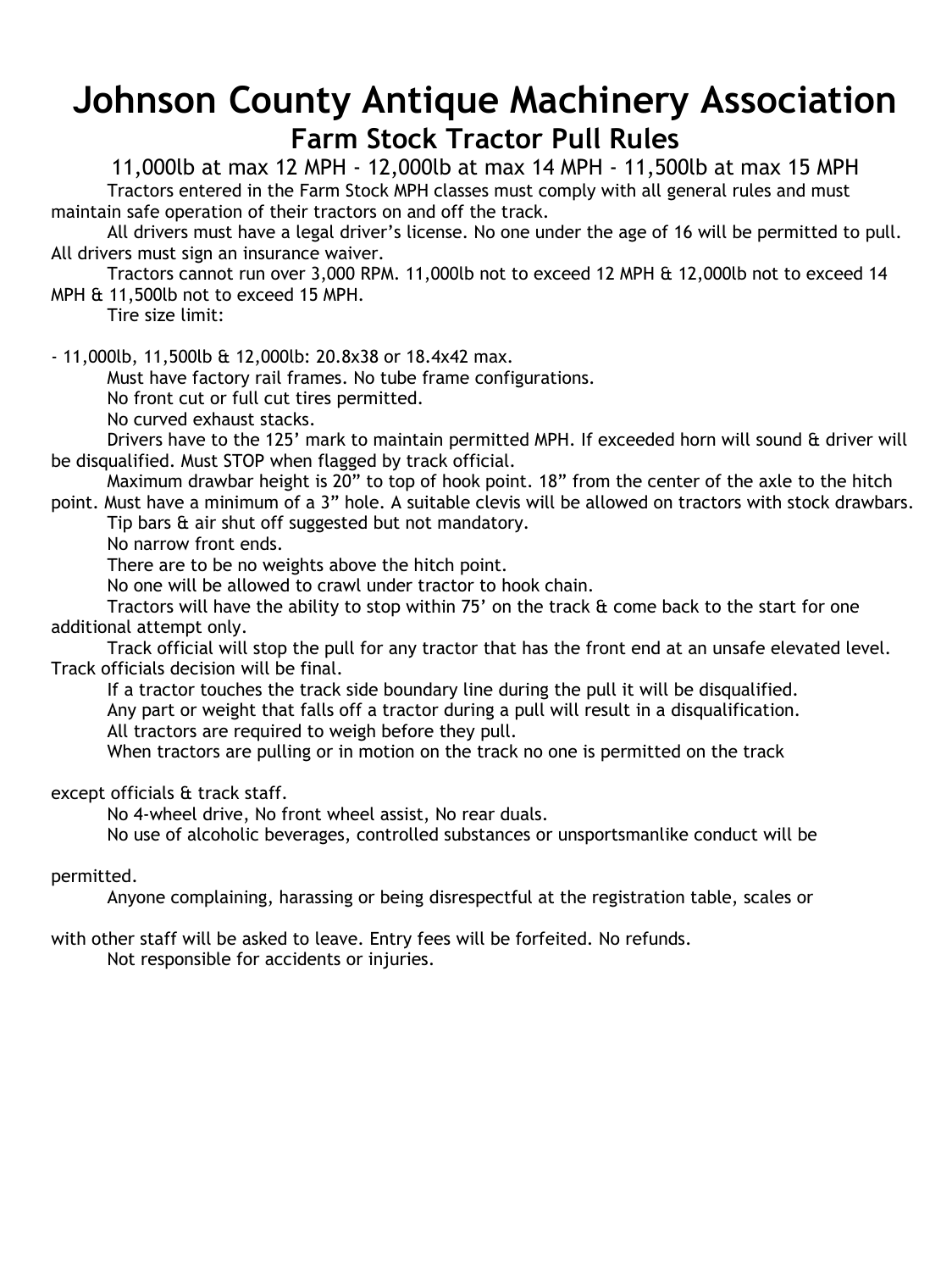# Johnson County Antique Machinery Association

## Farm Stock Tractor Pull Rules

### 11,000lb at max 12 MPH - 12,000lb at max 14 MPH - 11,500lb at max 15 MPH

Tractors entered in the Farm Stock MPH classes must comply with all general rules and must maintain safe operation of their tractors on and off the track.

All drivers must have a legal driver's license. No one under the age of 16 will be permitted to pull. All drivers must sign an insurance waiver.

Tractors cannot run over 3,000 RPM. 11,000lb not to exceed 12 MPH & 12,000lb not to exceed 14 MPH & 11,500lb not to exceed 15 MPH.

Tire size limit:

- 11,000lb, 11,500lb & 12,000lb: 20.8x38 or 18.4x42 max.

Must have factory rail frames. No tube frame configurations.

No front cut or full cut tires permitted.

No curved exhaust stacks.

Drivers have to the 125' mark to maintain permitted MPH. If exceeded horn will sound & driver will be disqualified. Must STOP when flagged by track official.

Maximum drawbar height is 20" to top of hook point. 18" from the center of the axle to the hitch point. Must have a minimum of a 3" hole. A suitable clevis will be allowed on tractors with stock drawbars.

Tip bars & air shut off suggested but not mandatory.

No narrow front ends.

There are to be no weights above the hitch point.

No one will be allowed to crawl under tractor to hook chain.

Tractors will have the ability to stop within 75' on the track & come back to the start for one additional attempt only.

Track official will stop the pull for any tractor that has the front end at an unsafe elevated level. Track officials decision will be final.

If a tractor touches the track side boundary line during the pull it will be disqualified.

Any part or weight that falls off a tractor during a pull will result in a disqualification.

All tractors are required to weigh before they pull.

When tractors are pulling or in motion on the track no one is permitted on the track except officials & track staff.

No 4-wheel drive, No front wheel assist, No rear duals.

No use of alcoholic beverages, controlled substances or unsportsmanlike conduct will be permitted.

Anyone complaining, harassing or being disrespectful at the registration table, scales or with other staff will be asked to leave. Entry fees will be forfeited. No refunds.

Not responsible for accidents or injuries.